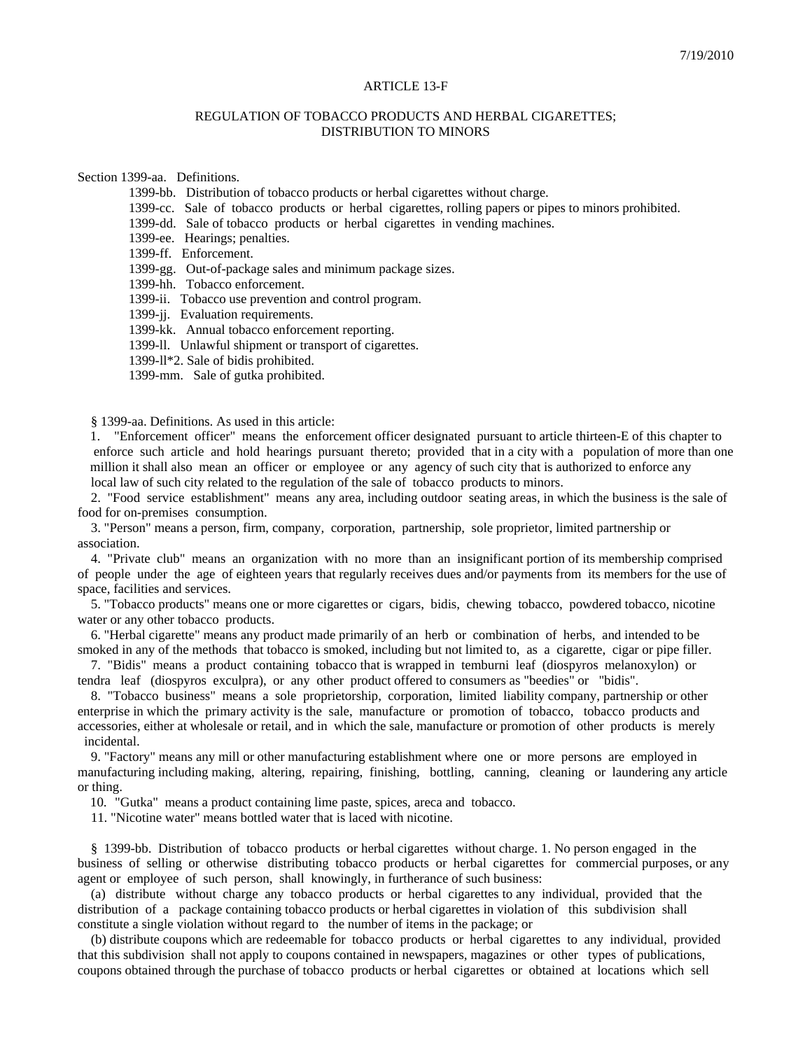7/19/2010

# ARTICLE 13-F

## REGULATION OF TOBACCO PRODUCTS AND HERBAL CIGARETTES; DISTRIBUTION TO MINORS

Section 1399-aa. Definitions.

1399-bb. Distribution of tobacco products or herbal cigarettes without charge.

1399-cc. Sale of tobacco products or herbal cigarettes, rolling papers or pipes to minors prohibited.

1399-dd. Sale of tobacco products or herbal cigarettes in vending machines.

1399-ee. Hearings; penalties.

1399-ff. Enforcement.

1399-gg. Out-of-package sales and minimum package sizes.

1399-hh. Tobacco enforcement.

1399-ii. Tobacco use prevention and control program.

1399-jj. Evaluation requirements.

1399-kk. Annual tobacco enforcement reporting.

1399-ll. Unlawful shipment or transport of cigarettes.

1399-ll*2. Sale of bidis prohibited.

1399-mm. Sale of gutka prohibited.

§ 1399-aa. Definitions. As used in this article:

1. "Enforcement officer" means the enforcement officer designated pursuant to article thirteen-E of this chapter to enforce such article and hold hearings pursuant thereto; provided that in a city with a population of more than one million it shall also mean an officer or employee or any agency of such city that is authorized to enforce any local law of such city related to the regulation of the sale of tobacco products to minors.

2. "Food service establishment" means any area, including outdoor seating areas, in which the business is the sale of food for on-premises consumption.

3. "Person" means a person, firm, company, corporation, partnership, sole proprietor, limited partnership or association.

4. "Private club" means an organization with no more than an insignificant portion of its membership comprised of people under the age of eighteen years that regularly receives dues and/or payments from its members for the use of space, facilities and services.

5. "Tobacco products" means one or more cigarettes or cigars, bidis, chewing tobacco, powdered tobacco, nicotine water or any other tobacco products.

6. "Herbal cigarette" means any product made primarily of an herb or combination of herbs, and intended to be smoked in any of the methods that tobacco is smoked, including but not limited to, as a cigarette, cigar or pipe filler.

7. "Bidis" means a product containing tobacco that is wrapped in temburni leaf (diospyros melanoxylon) or tendra leaf (diospyros exculpra), or any other product offered to consumers as "beedies" or "bidis".

8. "Tobacco business" means a sole proprietorship, corporation, limited liability company, partnership or other enterprise in which the primary activity is the sale, manufacture or promotion of tobacco, tobacco products and accessories, either at wholesale or retail, and in which the sale, manufacture or promotion of other products is merely incidental.

9. "Factory" means any mill or other manufacturing establishment where one or more persons are employed in manufacturing including making, altering, repairing, finishing, bottling, canning, cleaning or laundering any article or thing.

10. "Gutka" means a product containing lime paste, spices, areca and tobacco.

11. "Nicotine water" means bottled water that is laced with nicotine.

§ 1399-bb. Distribution of tobacco products or herbal cigarettes without charge. 1. No person engaged in the business of selling or otherwise distributing tobacco products or herbal cigarettes for commercial purposes, or any agent or employee of such person, shall knowingly, in furtherance of such business:

(a) distribute without charge any tobacco products or herbal cigarettes to any individual, provided that the distribution of a package containing tobacco products or herbal cigarettes in violation of this subdivision shall constitute a single violation without regard to the number of items in the package; or

(b) distribute coupons which are redeemable for tobacco products or herbal cigarettes to any individual, provided that this subdivision shall not apply to coupons contained in newspapers, magazines or other types of publications, coupons obtained through the purchase of tobacco products or herbal cigarettes or obtained at locations which sell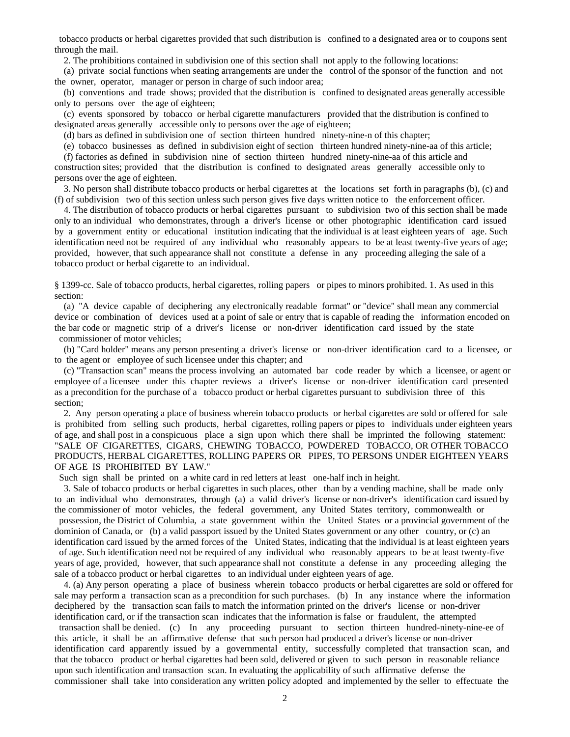tobacco products or herbal cigarettes provided that such distribution is confined to a designated area or to coupons sent through the mail.

2. The prohibitions contained in subdivision one of this section shall not apply to the following locations:

(a) private social functions when seating arrangements are under the control of the sponsor of the function and not the owner, operator, manager or person in charge of such indoor area;

(b) conventions and trade shows; provided that the distribution is confined to designated areas generally accessible only to persons over the age of eighteen;

(c) events sponsored by tobacco or herbal cigarette manufacturers provided that the distribution is confined to designated areas generally accessible only to persons over the age of eighteen;

(d) bars as defined in subdivision one of section thirteen hundred ninety-nine-n of this chapter;

(e) tobacco businesses as defined in subdivision eight of section thirteen hundred ninety-nine-aa of this article;

(f) factories as defined in subdivision nine of section thirteen hundred ninety-nine-aa of this article and construction sites; provided that the distribution is confined to designated areas generally accessible only to persons over the age of eighteen.

3. No person shall distribute tobacco products or herbal cigarettes at the locations set forth in paragraphs (b), (c) and (f) of subdivision two of this section unless such person gives five days written notice to the enforcement officer.

4. The distribution of tobacco products or herbal cigarettes pursuant to subdivision two of this section shall be made only to an individual who demonstrates, through a driver's license or other photographic identification card issued by a government entity or educational institution indicating that the individual is at least eighteen years of age. Such identification need not be required of any individual who reasonably appears to be at least twenty-five years of age; provided, however, that such appearance shall not constitute a defense in any proceeding alleging the sale of a tobacco product or herbal cigarette to an individual.

§ 1399-cc. Sale of tobacco products, herbal cigarettes, rolling papers or pipes to minors prohibited. 1. As used in this section:

(a) "A device capable of deciphering any electronically readable format" or "device" shall mean any commercial device or combination of devices used at a point of sale or entry that is capable of reading the information encoded on the bar code or magnetic strip of a driver's license or non-driver identification card issued by the state commissioner of motor vehicles;

(b) "Card holder" means any person presenting a driver's license or non-driver identification card to a licensee, or to the agent or employee of such licensee under this chapter; and

(c) "Transaction scan" means the process involving an automated bar code reader by which a licensee, or agent or employee of a licensee under this chapter reviews a driver's license or non-driver identification card presented as a precondition for the purchase of a tobacco product or herbal cigarettes pursuant to subdivision three of this section;

2. Any person operating a place of business wherein tobacco products or herbal cigarettes are sold or offered for sale is prohibited from selling such products, herbal cigarettes, rolling papers or pipes to individuals under eighteen years of age, and shall post in a conspicuous place a sign upon which there shall be imprinted the following statement: "SALE OF CIGARETTES, CIGARS, CHEWING TOBACCO, POWDERED TOBACCO, OR OTHER TOBACCO PRODUCTS, HERBAL CIGARETTES, ROLLING PAPERS OR PIPES, TO PERSONS UNDER EIGHTEEN YEARS OF AGE IS PROHIBITED BY LAW."

Such sign shall be printed on a white card in red letters at least one-half inch in height.

3. Sale of tobacco products or herbal cigarettes in such places, other than by a vending machine, shall be made only to an individual who demonstrates, through (a) a valid driver's license or non-driver's identification card issued by the commissioner of motor vehicles, the federal government, any United States territory, commonwealth or possession, the District of Columbia, a state government within the United States or a provincial government of the dominion of Canada, or (b) a valid passport issued by the United States government or any other country, or (c) an identification card issued by the armed forces of the United States, indicating that the individual is at least eighteen years of age. Such identification need not be required of any individual who reasonably appears to be at least twenty-five years of age, provided, however, that such appearance shall not constitute a defense in any proceeding alleging the sale of a tobacco product or herbal cigarettes to an individual under eighteen years of age.

4. (a) Any person operating a place of business wherein tobacco products or herbal cigarettes are sold or offered for sale may perform a transaction scan as a precondition for such purchases. (b) In any instance where the information deciphered by the transaction scan fails to match the information printed on the driver's license or non-driver identification card, or if the transaction scan indicates that the information is false or fraudulent, the attempted transaction shall be denied. (c) In any proceeding pursuant to section thirteen hundred-ninety-nine-ee of this article, it shall be an affirmative defense that such person had produced a driver's license or non-driver identification card apparently issued by a governmental entity, successfully completed that transaction scan, and that the tobacco product or herbal cigarettes had been sold, delivered or given to such person in reasonable reliance upon such identification and transaction scan. In evaluating the applicability of such affirmative defense the commissioner shall take into consideration any written policy adopted and implemented by the seller to effectuate the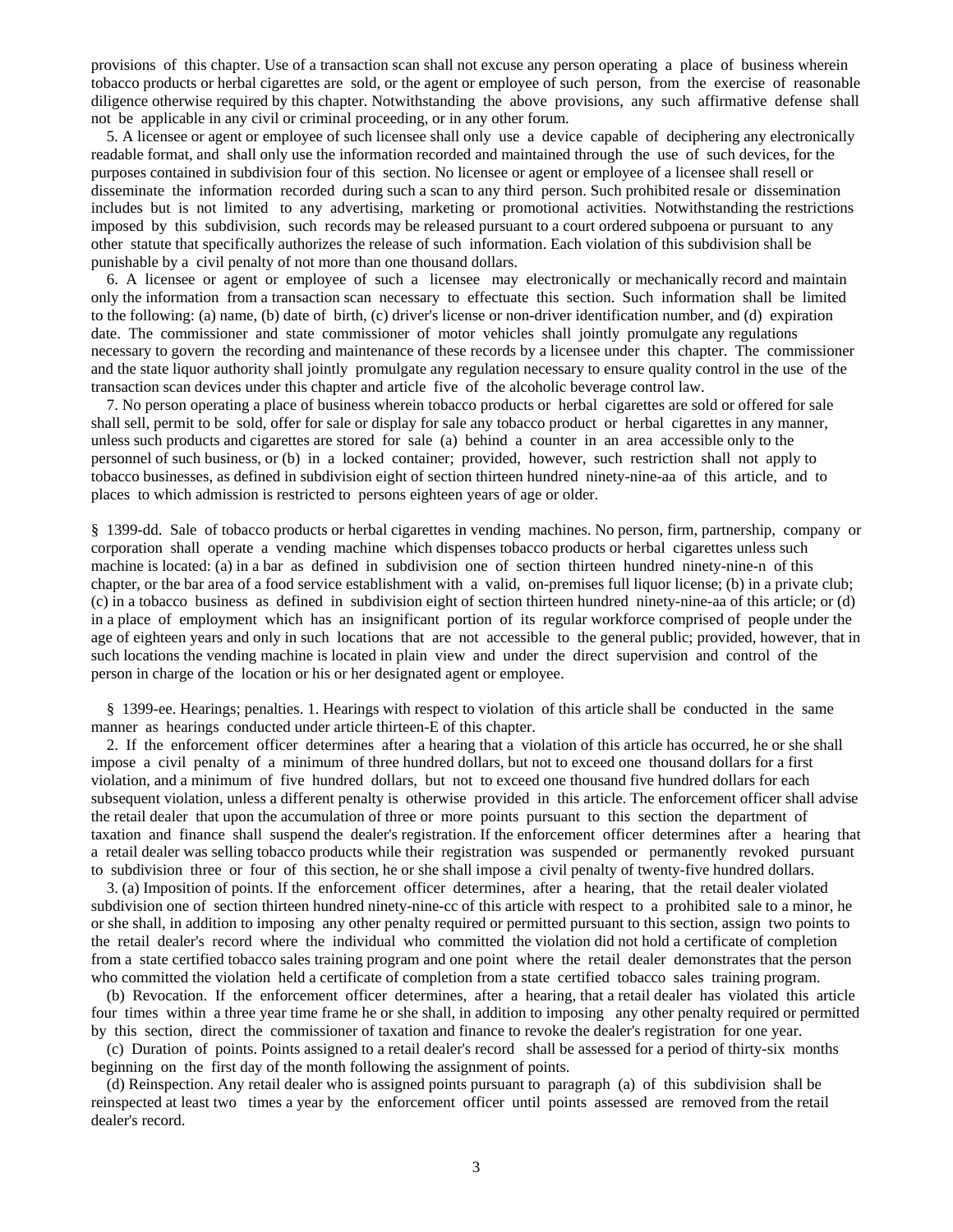provisions of this chapter. Use of a transaction scan shall not excuse any person operating a place of business wherein tobacco products or herbal cigarettes are sold, or the agent or employee of such person, from the exercise of reasonable diligence otherwise required by this chapter. Notwithstanding the above provisions, any such affirmative defense shall not be applicable in any civil or criminal proceeding, or in any other forum.

5. A licensee or agent or employee of such licensee shall only use a device capable of deciphering any electronically readable format, and shall only use the information recorded and maintained through the use of such devices, for the purposes contained in subdivision four of this section. No licensee or agent or employee of a licensee shall resell or disseminate the information recorded during such a scan to any third person. Such prohibited resale or dissemination includes but is not limited to any advertising, marketing or promotional activities. Notwithstanding the restrictions imposed by this subdivision, such records may be released pursuant to a court ordered subpoena or pursuant to any other statute that specifically authorizes the release of such information. Each violation of this subdivision shall be punishable by a civil penalty of not more than one thousand dollars.

6. A licensee or agent or employee of such a licensee may electronically or mechanically record and maintain only the information from a transaction scan necessary to effectuate this section. Such information shall be limited to the following: (a) name, (b) date of birth, (c) driver's license or non-driver identification number, and (d) expiration date. The commissioner and state commissioner of motor vehicles shall jointly promulgate any regulations necessary to govern the recording and maintenance of these records by a licensee under this chapter. The commissioner and the state liquor authority shall jointly promulgate any regulation necessary to ensure quality control in the use of the transaction scan devices under this chapter and article five of the alcoholic beverage control law.

7. No person operating a place of business wherein tobacco products or herbal cigarettes are sold or offered for sale shall sell, permit to be sold, offer for sale or display for sale any tobacco product or herbal cigarettes in any manner, unless such products and cigarettes are stored for sale (a) behind a counter in an area accessible only to the personnel of such business, or (b) in a locked container; provided, however, such restriction shall not apply to tobacco businesses, as defined in subdivision eight of section thirteen hundred ninety-nine-aa of this article, and to places to which admission is restricted to persons eighteen years of age or older.

§ 1399-dd. Sale of tobacco products or herbal cigarettes in vending machines. No person, firm, partnership, company or corporation shall operate a vending machine which dispenses tobacco products or herbal cigarettes unless such machine is located: (a) in a bar as defined in subdivision one of section thirteen hundred ninety-nine-n of this chapter, or the bar area of a food service establishment with a valid, on-premises full liquor license; (b) in a private club; (c) in a tobacco business as defined in subdivision eight of section thirteen hundred ninety-nine-aa of this article; or (d) in a place of employment which has an insignificant portion of its regular workforce comprised of people under the age of eighteen years and only in such locations that are not accessible to the general public; provided, however, that in such locations the vending machine is located in plain view and under the direct supervision and control of the person in charge of the location or his or her designated agent or employee.

§ 1399-ee. Hearings; penalties. 1. Hearings with respect to violation of this article shall be conducted in the same manner as hearings conducted under article thirteen-E of this chapter.

2. If the enforcement officer determines after a hearing that a violation of this article has occurred, he or she shall impose a civil penalty of a minimum of three hundred dollars, but not to exceed one thousand dollars for a first violation, and a minimum of five hundred dollars, but not to exceed one thousand five hundred dollars for each subsequent violation, unless a different penalty is otherwise provided in this article. The enforcement officer shall advise the retail dealer that upon the accumulation of three or more points pursuant to this section the department of taxation and finance shall suspend the dealer's registration. If the enforcement officer determines after a hearing that a retail dealer was selling tobacco products while their registration was suspended or permanently revoked pursuant to subdivision three or four of this section, he or she shall impose a civil penalty of twenty-five hundred dollars.

3. (a) Imposition of points. If the enforcement officer determines, after a hearing, that the retail dealer violated subdivision one of section thirteen hundred ninety-nine-cc of this article with respect to a prohibited sale to a minor, he or she shall, in addition to imposing any other penalty required or permitted pursuant to this section, assign two points to the retail dealer's record where the individual who committed the violation did not hold a certificate of completion from a state certified tobacco sales training program and one point where the retail dealer demonstrates that the person who committed the violation held a certificate of completion from a state certified tobacco sales training program.

(b) Revocation. If the enforcement officer determines, after a hearing, that a retail dealer has violated this article four times within a three year time frame he or she shall, in addition to imposing any other penalty required or permitted by this section, direct the commissioner of taxation and finance to revoke the dealer's registration for one year.

(c) Duration of points. Points assigned to a retail dealer's record shall be assessed for a period of thirty-six months beginning on the first day of the month following the assignment of points.

(d) Reinspection. Any retail dealer who is assigned points pursuant to paragraph (a) of this subdivision shall be reinspected at least two times a year by the enforcement officer until points assessed are removed from the retail dealer's record.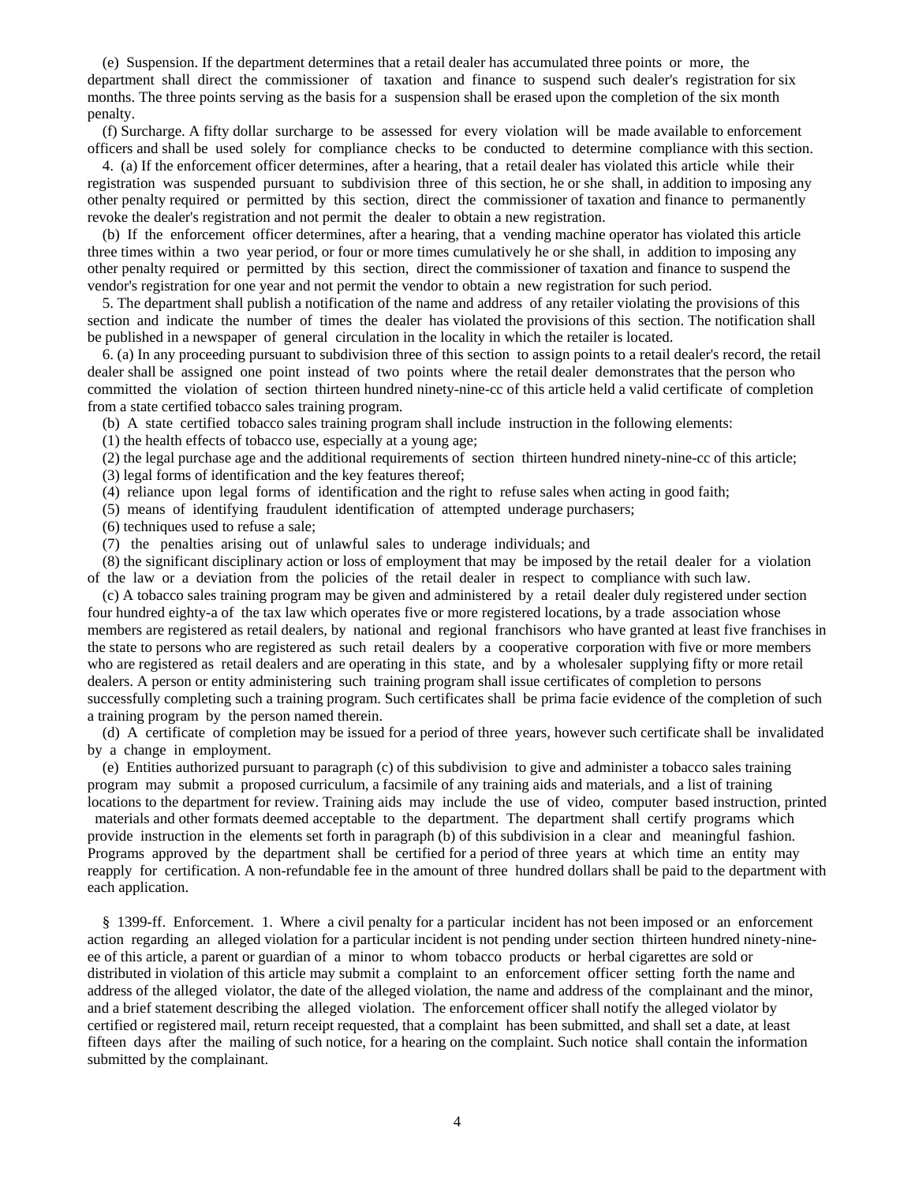(e) Suspension. If the department determines that a retail dealer has accumulated three points or more, the department shall direct the commissioner of taxation and finance to suspend such dealer's registration for six months. The three points serving as the basis for a suspension shall be erased upon the completion of the six month penalty.

(f) Surcharge. A fifty dollar surcharge to be assessed for every violation will be made available to enforcement officers and shall be used solely for compliance checks to be conducted to determine compliance with this section.

4. (a) If the enforcement officer determines, after a hearing, that a retail dealer has violated this article while their registration was suspended pursuant to subdivision three of this section, he or she shall, in addition to imposing any other penalty required or permitted by this section, direct the commissioner of taxation and finance to permanently revoke the dealer's registration and not permit the dealer to obtain a new registration.

(b) If the enforcement officer determines, after a hearing, that a vending machine operator has violated this article three times within a two year period, or four or more times cumulatively he or she shall, in addition to imposing any other penalty required or permitted by this section, direct the commissioner of taxation and finance to suspend the vendor's registration for one year and not permit the vendor to obtain a new registration for such period.

5. The department shall publish a notification of the name and address of any retailer violating the provisions of this section and indicate the number of times the dealer has violated the provisions of this section. The notification shall be published in a newspaper of general circulation in the locality in which the retailer is located.

6. (a) In any proceeding pursuant to subdivision three of this section to assign points to a retail dealer's record, the retail dealer shall be assigned one point instead of two points where the retail dealer demonstrates that the person who committed the violation of section thirteen hundred ninety-nine-cc of this article held a valid certificate of completion from a state certified tobacco sales training program.

(b) A state certified tobacco sales training program shall include instruction in the following elements:

(1) the health effects of tobacco use, especially at a young age;

(2) the legal purchase age and the additional requirements of section thirteen hundred ninety-nine-cc of this article;

(3) legal forms of identification and the key features thereof;

(4) reliance upon legal forms of identification and the right to refuse sales when acting in good faith;

(5) means of identifying fraudulent identification of attempted underage purchasers;

(6) techniques used to refuse a sale;

(7) the penalties arising out of unlawful sales to underage individuals; and

(8) the significant disciplinary action or loss of employment that may be imposed by the retail dealer for a violation of the law or a deviation from the policies of the retail dealer in respect to compliance with such law.

(c) A tobacco sales training program may be given and administered by a retail dealer duly registered under section four hundred eighty-a of the tax law which operates five or more registered locations, by a trade association whose members are registered as retail dealers, by national and regional franchisors who have granted at least five franchises in the state to persons who are registered as such retail dealers by a cooperative corporation with five or more members who are registered as retail dealers and are operating in this state, and by a wholesaler supplying fifty or more retail dealers. A person or entity administering such training program shall issue certificates of completion to persons successfully completing such a training program. Such certificates shall be prima facie evidence of the completion of such a training program by the person named therein.

(d) A certificate of completion may be issued for a period of three years, however such certificate shall be invalidated by a change in employment.

(e) Entities authorized pursuant to paragraph (c) of this subdivision to give and administer a tobacco sales training program may submit a proposed curriculum, a facsimile of any training aids and materials, and a list of training locations to the department for review. Training aids may include the use of video, computer based instruction, printed materials and other formats deemed acceptable to the department. The department shall certify programs which provide instruction in the elements set forth in paragraph (b) of this subdivision in a clear and meaningful fashion. Programs approved by the department shall be certified for a period of three years at which time an entity may reapply for certification. A non-refundable fee in the amount of three hundred dollars shall be paid to the department with each application.

§ 1399-ff. Enforcement. 1. Where a civil penalty for a particular incident has not been imposed or an enforcement action regarding an alleged violation for a particular incident is not pending under section thirteen hundred ninety-nine-ee of this article, a parent or guardian of a minor to whom tobacco products or herbal cigarettes are sold or distributed in violation of this article may submit a complaint to an enforcement officer setting forth the name and address of the alleged violator, the date of the alleged violation, the name and address of the complainant and the minor, and a brief statement describing the alleged violation. The enforcement officer shall notify the alleged violator by certified or registered mail, return receipt requested, that a complaint has been submitted, and shall set a date, at least fifteen days after the mailing of such notice, for a hearing on the complaint. Such notice shall contain the information submitted by the complainant.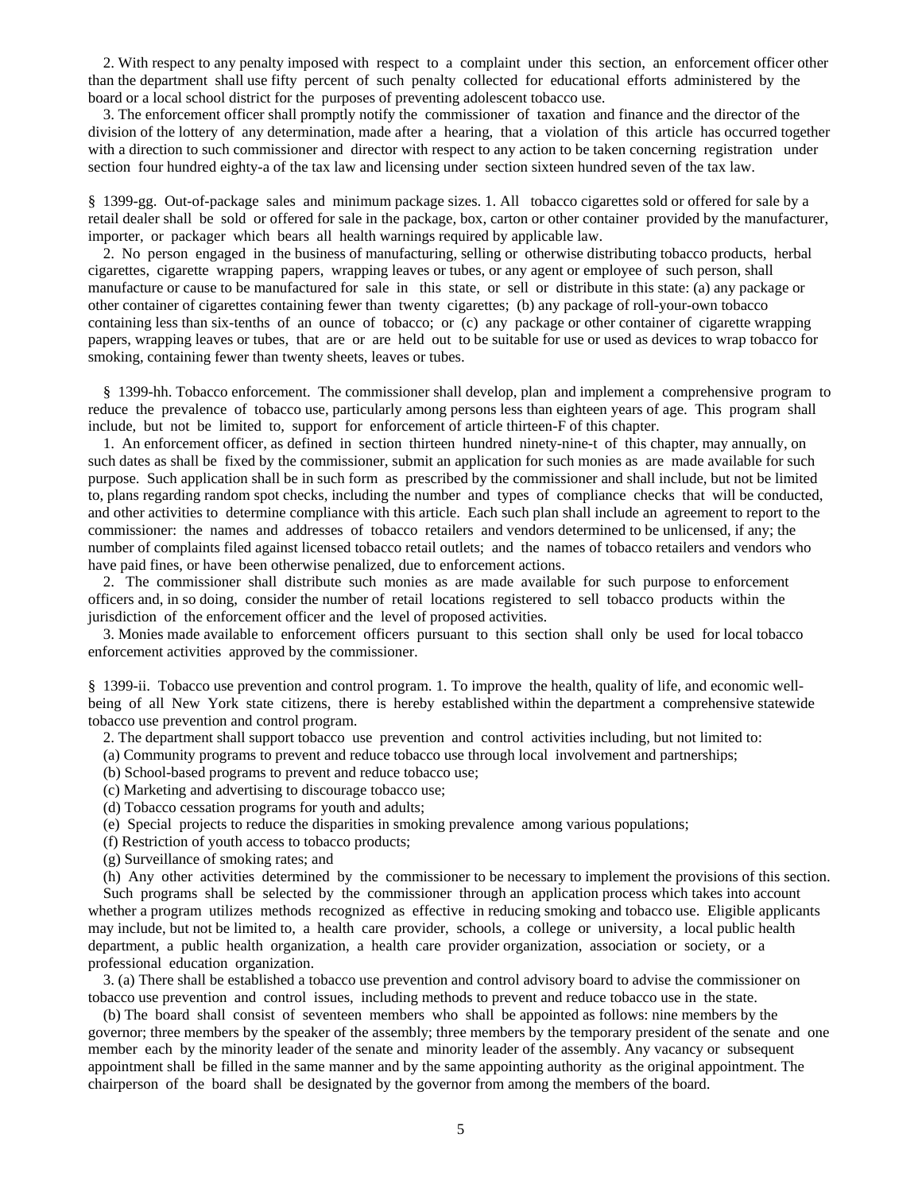2. With respect to any penalty imposed with respect to a complaint under this section, an enforcement officer other than the department shall use fifty percent of such penalty collected for educational efforts administered by the board or a local school district for the purposes of preventing adolescent tobacco use.

3. The enforcement officer shall promptly notify the commissioner of taxation and finance and the director of the division of the lottery of any determination, made after a hearing, that a violation of this article has occurred together with a direction to such commissioner and director with respect to any action to be taken concerning registration under section four hundred eighty-a of the tax law and licensing under section sixteen hundred seven of the tax law.

§ 1399-gg. Out-of-package sales and minimum package sizes. 1. All tobacco cigarettes sold or offered for sale by a retail dealer shall be sold or offered for sale in the package, box, carton or other container provided by the manufacturer, importer, or packager which bears all health warnings required by applicable law.

2. No person engaged in the business of manufacturing, selling or otherwise distributing tobacco products, herbal cigarettes, cigarette wrapping papers, wrapping leaves or tubes, or any agent or employee of such person, shall manufacture or cause to be manufactured for sale in this state, or sell or distribute in this state: (a) any package or other container of cigarettes containing fewer than twenty cigarettes; (b) any package of roll-your-own tobacco containing less than six-tenths of an ounce of tobacco; or (c) any package or other container of cigarette wrapping papers, wrapping leaves or tubes, that are or are held out to be suitable for use or used as devices to wrap tobacco for smoking, containing fewer than twenty sheets, leaves or tubes.

§ 1399-hh. Tobacco enforcement. The commissioner shall develop, plan and implement a comprehensive program to reduce the prevalence of tobacco use, particularly among persons less than eighteen years of age. This program shall include, but not be limited to, support for enforcement of article thirteen-F of this chapter.

1. An enforcement officer, as defined in section thirteen hundred ninety-nine-t of this chapter, may annually, on such dates as shall be fixed by the commissioner, submit an application for such monies as are made available for such purpose. Such application shall be in such form as prescribed by the commissioner and shall include, but not be limited to, plans regarding random spot checks, including the number and types of compliance checks that will be conducted, and other activities to determine compliance with this article. Each such plan shall include an agreement to report to the commissioner: the names and addresses of tobacco retailers and vendors determined to be unlicensed, if any; the number of complaints filed against licensed tobacco retail outlets; and the names of tobacco retailers and vendors who have paid fines, or have been otherwise penalized, due to enforcement actions.

2. The commissioner shall distribute such monies as are made available for such purpose to enforcement officers and, in so doing, consider the number of retail locations registered to sell tobacco products within the jurisdiction of the enforcement officer and the level of proposed activities.

3. Monies made available to enforcement officers pursuant to this section shall only be used for local tobacco enforcement activities approved by the commissioner.

§ 1399-ii. Tobacco use prevention and control program. 1. To improve the health, quality of life, and economic well-being of all New York state citizens, there is hereby established within the department a comprehensive statewide tobacco use prevention and control program.

2. The department shall support tobacco use prevention and control activities including, but not limited to:

(a) Community programs to prevent and reduce tobacco use through local involvement and partnerships;

(b) School-based programs to prevent and reduce tobacco use;

(c) Marketing and advertising to discourage tobacco use;

(d) Tobacco cessation programs for youth and adults;

(e) Special projects to reduce the disparities in smoking prevalence among various populations;

(f) Restriction of youth access to tobacco products;

(g) Surveillance of smoking rates; and

(h) Any other activities determined by the commissioner to be necessary to implement the provisions of this section.

Such programs shall be selected by the commissioner through an application process which takes into account whether a program utilizes methods recognized as effective in reducing smoking and tobacco use. Eligible applicants may include, but not be limited to, a health care provider, schools, a college or university, a local public health department, a public health organization, a health care provider organization, association or society, or a professional education organization.

3. (a) There shall be established a tobacco use prevention and control advisory board to advise the commissioner on tobacco use prevention and control issues, including methods to prevent and reduce tobacco use in the state.

(b) The board shall consist of seventeen members who shall be appointed as follows: nine members by the governor; three members by the speaker of the assembly; three members by the temporary president of the senate and one member each by the minority leader of the senate and minority leader of the assembly. Any vacancy or subsequent appointment shall be filled in the same manner and by the same appointing authority as the original appointment. The chairperson of the board shall be designated by the governor from among the members of the board.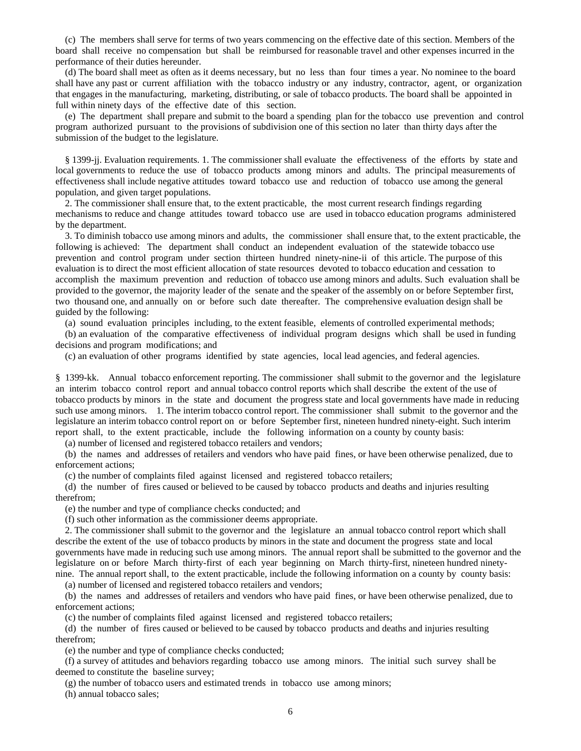(c) The members shall serve for terms of two years commencing on the effective date of this section. Members of the board shall receive no compensation but shall be reimbursed for reasonable travel and other expenses incurred in the performance of their duties hereunder.

(d) The board shall meet as often as it deems necessary, but no less than four times a year. No nominee to the board shall have any past or current affiliation with the tobacco industry or any industry, contractor, agent, or organization that engages in the manufacturing, marketing, distributing, or sale of tobacco products. The board shall be appointed in full within ninety days of the effective date of this section.

(e) The department shall prepare and submit to the board a spending plan for the tobacco use prevention and control program authorized pursuant to the provisions of subdivision one of this section no later than thirty days after the submission of the budget to the legislature.

§ 1399-jj. Evaluation requirements. 1. The commissioner shall evaluate the effectiveness of the efforts by state and local governments to reduce the use of tobacco products among minors and adults. The principal measurements of effectiveness shall include negative attitudes toward tobacco use and reduction of tobacco use among the general population, and given target populations.

2. The commissioner shall ensure that, to the extent practicable, the most current research findings regarding mechanisms to reduce and change attitudes toward tobacco use are used in tobacco education programs administered by the department.

3. To diminish tobacco use among minors and adults, the commissioner shall ensure that, to the extent practicable, the following is achieved: The department shall conduct an independent evaluation of the statewide tobacco use prevention and control program under section thirteen hundred ninety-nine-ii of this article. The purpose of this evaluation is to direct the most efficient allocation of state resources devoted to tobacco education and cessation to accomplish the maximum prevention and reduction of tobacco use among minors and adults. Such evaluation shall be provided to the governor, the majority leader of the senate and the speaker of the assembly on or before September first, two thousand one, and annually on or before such date thereafter. The comprehensive evaluation design shall be guided by the following:

(a) sound evaluation principles including, to the extent feasible, elements of controlled experimental methods;

(b) an evaluation of the comparative effectiveness of individual program designs which shall be used in funding decisions and program modifications; and

(c) an evaluation of other programs identified by state agencies, local lead agencies, and federal agencies.

§ 1399-kk. Annual tobacco enforcement reporting. The commissioner shall submit to the governor and the legislature an interim tobacco control report and annual tobacco control reports which shall describe the extent of the use of tobacco products by minors in the state and document the progress state and local governments have made in reducing such use among minors. 1. The interim tobacco control report. The commissioner shall submit to the governor and the legislature an interim tobacco control report on or before September first, nineteen hundred ninety-eight. Such interim report shall, to the extent practicable, include the following information on a county by county basis:

(a) number of licensed and registered tobacco retailers and vendors;

(b) the names and addresses of retailers and vendors who have paid fines, or have been otherwise penalized, due to enforcement actions;

(c) the number of complaints filed against licensed and registered tobacco retailers;

(d) the number of fires caused or believed to be caused by tobacco products and deaths and injuries resulting therefrom;

(e) the number and type of compliance checks conducted; and

(f) such other information as the commissioner deems appropriate.

2. The commissioner shall submit to the governor and the legislature an annual tobacco control report which shall describe the extent of the use of tobacco products by minors in the state and document the progress state and local governments have made in reducing such use among minors. The annual report shall be submitted to the governor and the legislature on or before March thirty-first of each year beginning on March thirty-first, nineteen hundred ninety-nine. The annual report shall, to the extent practicable, include the following information on a county by county basis:

(a) number of licensed and registered tobacco retailers and vendors;

(b) the names and addresses of retailers and vendors who have paid fines, or have been otherwise penalized, due to enforcement actions;

(c) the number of complaints filed against licensed and registered tobacco retailers;

(d) the number of fires caused or believed to be caused by tobacco products and deaths and injuries resulting therefrom;

(e) the number and type of compliance checks conducted;

(f) a survey of attitudes and behaviors regarding tobacco use among minors. The initial such survey shall be deemed to constitute the baseline survey;

(g) the number of tobacco users and estimated trends in tobacco use among minors;

(h) annual tobacco sales;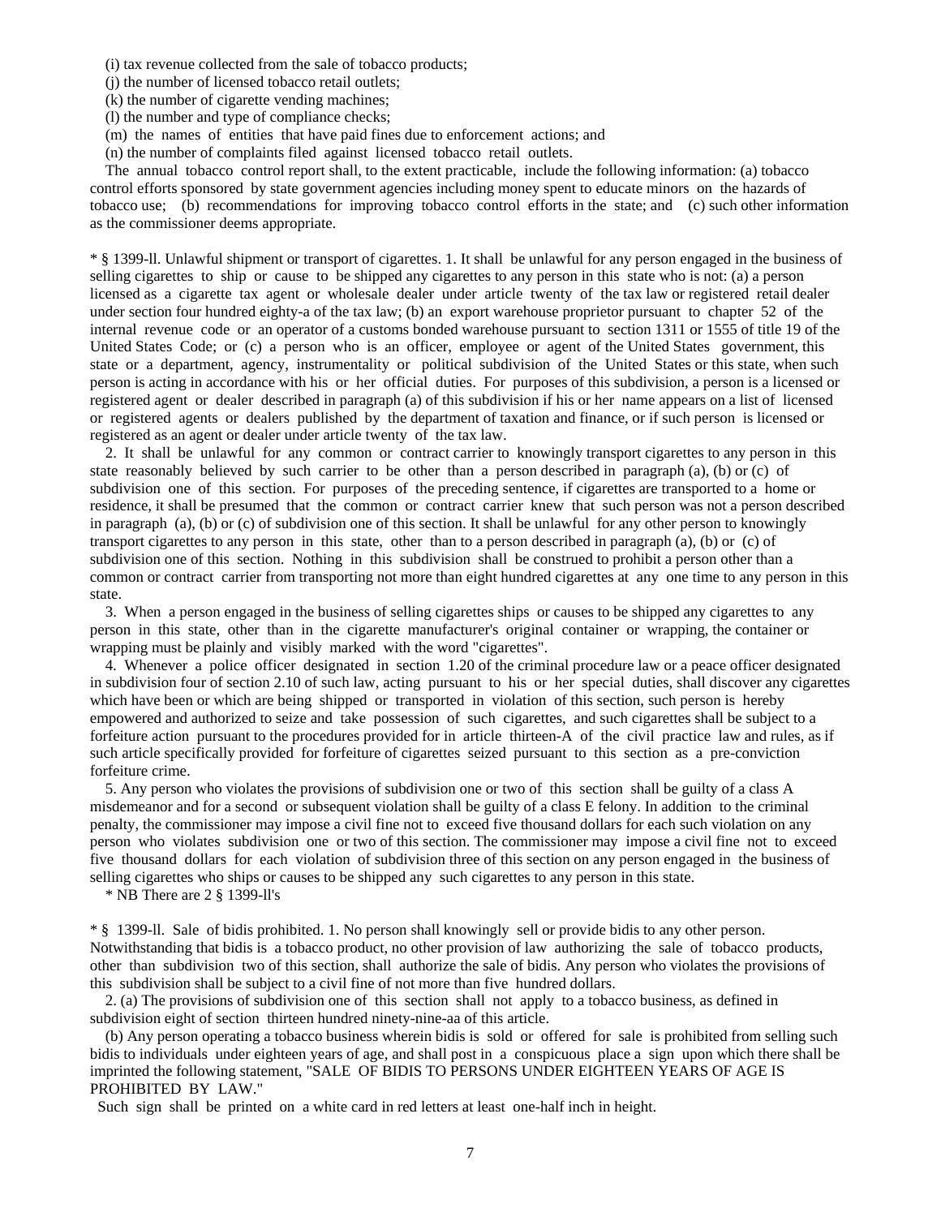(i) tax revenue collected from the sale of tobacco products;

(j) the number of licensed tobacco retail outlets;

(k) the number of cigarette vending machines;

(l) the number and type of compliance checks;

(m) the names of entities that have paid fines due to enforcement actions; and

(n) the number of complaints filed against licensed tobacco retail outlets.

The annual tobacco control report shall, to the extent practicable, include the following information: (a) tobacco control efforts sponsored by state government agencies including money spent to educate minors on the hazards of tobacco use; (b) recommendations for improving tobacco control efforts in the state; and (c) such other information as the commissioner deems appropriate.

* § 1399-ll. Unlawful shipment or transport of cigarettes. 1. It shall be unlawful for any person engaged in the business of selling cigarettes to ship or cause to be shipped any cigarettes to any person in this state who is not: (a) a person licensed as a cigarette tax agent or wholesale dealer under article twenty of the tax law or registered retail dealer under section four hundred eighty-a of the tax law; (b) an export warehouse proprietor pursuant to chapter 52 of the internal revenue code or an operator of a customs bonded warehouse pursuant to section 1311 or 1555 of title 19 of the United States Code; or (c) a person who is an officer, employee or agent of the United States government, this state or a department, agency, instrumentality or political subdivision of the United States or this state, when such person is acting in accordance with his or her official duties. For purposes of this subdivision, a person is a licensed or registered agent or dealer described in paragraph (a) of this subdivision if his or her name appears on a list of licensed or registered agents or dealers published by the department of taxation and finance, or if such person is licensed or registered as an agent or dealer under article twenty of the tax law.

2. It shall be unlawful for any common or contract carrier to knowingly transport cigarettes to any person in this state reasonably believed by such carrier to be other than a person described in paragraph (a), (b) or (c) of subdivision one of this section. For purposes of the preceding sentence, if cigarettes are transported to a home or residence, it shall be presumed that the common or contract carrier knew that such person was not a person described in paragraph (a), (b) or (c) of subdivision one of this section. It shall be unlawful for any other person to knowingly transport cigarettes to any person in this state, other than to a person described in paragraph (a), (b) or (c) of subdivision one of this section. Nothing in this subdivision shall be construed to prohibit a person other than a common or contract carrier from transporting not more than eight hundred cigarettes at any one time to any person in this state.

3. When a person engaged in the business of selling cigarettes ships or causes to be shipped any cigarettes to any person in this state, other than in the cigarette manufacturer's original container or wrapping, the container or wrapping must be plainly and visibly marked with the word "cigarettes".

4. Whenever a police officer designated in section 1.20 of the criminal procedure law or a peace officer designated in subdivision four of section 2.10 of such law, acting pursuant to his or her special duties, shall discover any cigarettes which have been or which are being shipped or transported in violation of this section, such person is hereby empowered and authorized to seize and take possession of such cigarettes, and such cigarettes shall be subject to a forfeiture action pursuant to the procedures provided for in article thirteen-A of the civil practice law and rules, as if such article specifically provided for forfeiture of cigarettes seized pursuant to this section as a pre-conviction forfeiture crime.

5. Any person who violates the provisions of subdivision one or two of this section shall be guilty of a class A misdemeanor and for a second or subsequent violation shall be guilty of a class E felony. In addition to the criminal penalty, the commissioner may impose a civil fine not to exceed five thousand dollars for each such violation on any person who violates subdivision one or two of this section. The commissioner may impose a civil fine not to exceed five thousand dollars for each violation of subdivision three of this section on any person engaged in the business of selling cigarettes who ships or causes to be shipped any such cigarettes to any person in this state.

* NB There are 2 § 1399-ll's

* § 1399-ll. Sale of bidis prohibited. 1. No person shall knowingly sell or provide bidis to any other person. Notwithstanding that bidis is a tobacco product, no other provision of law authorizing the sale of tobacco products, other than subdivision two of this section, shall authorize the sale of bidis. Any person who violates the provisions of this subdivision shall be subject to a civil fine of not more than five hundred dollars.

2. (a) The provisions of subdivision one of this section shall not apply to a tobacco business, as defined in subdivision eight of section thirteen hundred ninety-nine-aa of this article.

(b) Any person operating a tobacco business wherein bidis is sold or offered for sale is prohibited from selling such bidis to individuals under eighteen years of age, and shall post in a conspicuous place a sign upon which there shall be imprinted the following statement, "SALE OF BIDIS TO PERSONS UNDER EIGHTEEN YEARS OF AGE IS PROHIBITED BY LAW."

Such sign shall be printed on a white card in red letters at least one-half inch in height.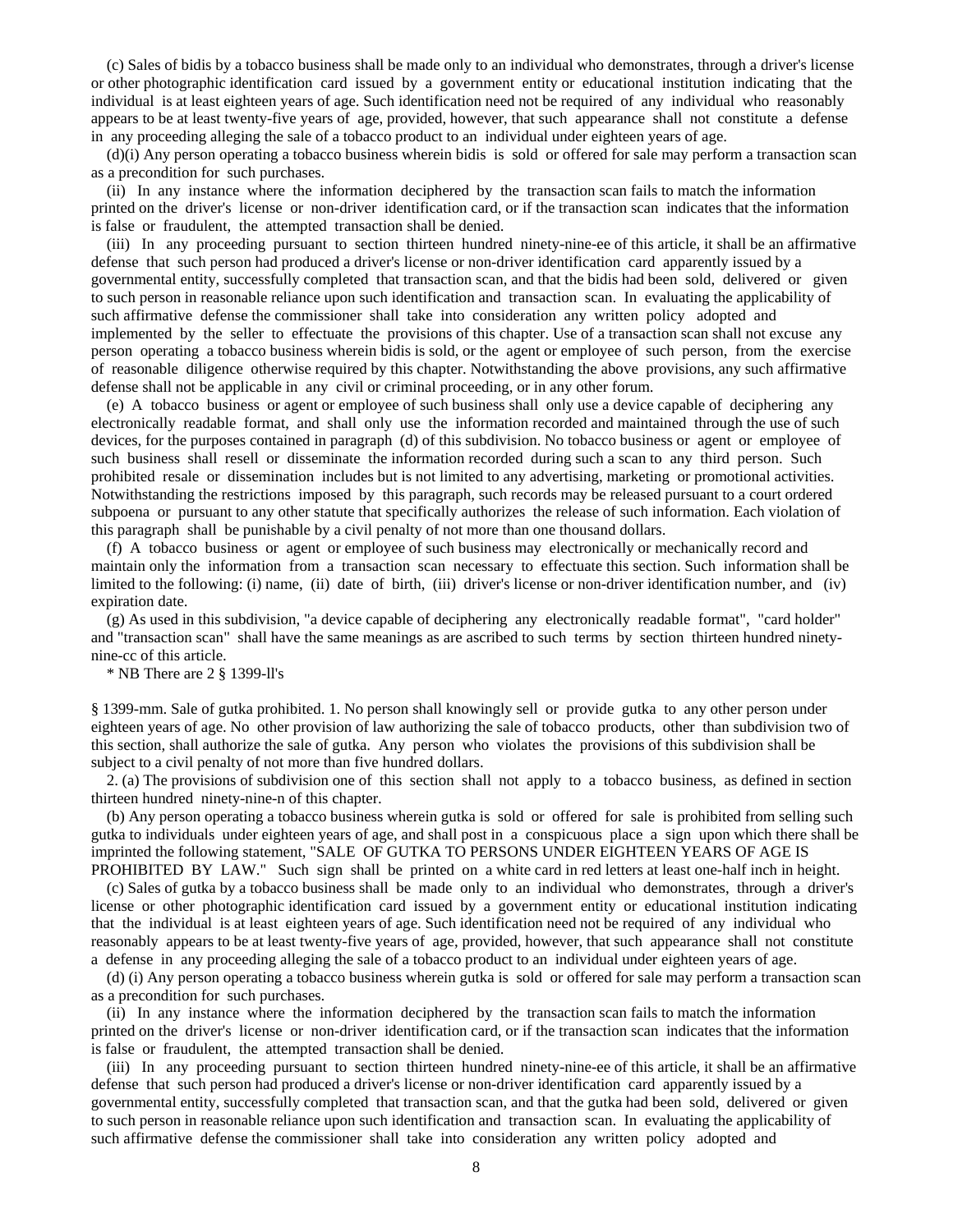(c) Sales of bidis by a tobacco business shall be made only to an individual who demonstrates, through a driver's license or other photographic identification card issued by a government entity or educational institution indicating that the individual is at least eighteen years of age. Such identification need not be required of any individual who reasonably appears to be at least twenty-five years of age, provided, however, that such appearance shall not constitute a defense in any proceeding alleging the sale of a tobacco product to an individual under eighteen years of age.

(d)(i) Any person operating a tobacco business wherein bidis is sold or offered for sale may perform a transaction scan as a precondition for such purchases.

(ii) In any instance where the information deciphered by the transaction scan fails to match the information printed on the driver's license or non-driver identification card, or if the transaction scan indicates that the information is false or fraudulent, the attempted transaction shall be denied.

(iii) In any proceeding pursuant to section thirteen hundred ninety-nine-ee of this article, it shall be an affirmative defense that such person had produced a driver's license or non-driver identification card apparently issued by a governmental entity, successfully completed that transaction scan, and that the bidis had been sold, delivered or given to such person in reasonable reliance upon such identification and transaction scan. In evaluating the applicability of such affirmative defense the commissioner shall take into consideration any written policy adopted and implemented by the seller to effectuate the provisions of this chapter. Use of a transaction scan shall not excuse any person operating a tobacco business wherein bidis is sold, or the agent or employee of such person, from the exercise of reasonable diligence otherwise required by this chapter. Notwithstanding the above provisions, any such affirmative defense shall not be applicable in any civil or criminal proceeding, or in any other forum.

(e) A tobacco business or agent or employee of such business shall only use a device capable of deciphering any electronically readable format, and shall only use the information recorded and maintained through the use of such devices, for the purposes contained in paragraph (d) of this subdivision. No tobacco business or agent or employee of such business shall resell or disseminate the information recorded during such a scan to any third person. Such prohibited resale or dissemination includes but is not limited to any advertising, marketing or promotional activities. Notwithstanding the restrictions imposed by this paragraph, such records may be released pursuant to a court ordered subpoena or pursuant to any other statute that specifically authorizes the release of such information. Each violation of this paragraph shall be punishable by a civil penalty of not more than one thousand dollars.

(f) A tobacco business or agent or employee of such business may electronically or mechanically record and maintain only the information from a transaction scan necessary to effectuate this section. Such information shall be limited to the following: (i) name, (ii) date of birth, (iii) driver's license or non-driver identification number, and (iv) expiration date.

(g) As used in this subdivision, "a device capable of deciphering any electronically readable format", "card holder" and "transaction scan" shall have the same meanings as are ascribed to such terms by section thirteen hundred ninety-nine-cc of this article.

* NB There are 2 § 1399-ll's

§ 1399-mm. Sale of gutka prohibited. 1. No person shall knowingly sell or provide gutka to any other person under eighteen years of age. No other provision of law authorizing the sale of tobacco products, other than subdivision two of this section, shall authorize the sale of gutka. Any person who violates the provisions of this subdivision shall be subject to a civil penalty of not more than five hundred dollars.

2. (a) The provisions of subdivision one of this section shall not apply to a tobacco business, as defined in section thirteen hundred ninety-nine-n of this chapter.

(b) Any person operating a tobacco business wherein gutka is sold or offered for sale is prohibited from selling such gutka to individuals under eighteen years of age, and shall post in a conspicuous place a sign upon which there shall be imprinted the following statement, "SALE OF GUTKA TO PERSONS UNDER EIGHTEEN YEARS OF AGE IS PROHIBITED BY LAW." Such sign shall be printed on a white card in red letters at least one-half inch in height.

(c) Sales of gutka by a tobacco business shall be made only to an individual who demonstrates, through a driver's license or other photographic identification card issued by a government entity or educational institution indicating that the individual is at least eighteen years of age. Such identification need not be required of any individual who reasonably appears to be at least twenty-five years of age, provided, however, that such appearance shall not constitute a defense in any proceeding alleging the sale of a tobacco product to an individual under eighteen years of age.

(d) (i) Any person operating a tobacco business wherein gutka is sold or offered for sale may perform a transaction scan as a precondition for such purchases.

(ii) In any instance where the information deciphered by the transaction scan fails to match the information printed on the driver's license or non-driver identification card, or if the transaction scan indicates that the information is false or fraudulent, the attempted transaction shall be denied.

(iii) In any proceeding pursuant to section thirteen hundred ninety-nine-ee of this article, it shall be an affirmative defense that such person had produced a driver's license or non-driver identification card apparently issued by a governmental entity, successfully completed that transaction scan, and that the gutka had been sold, delivered or given to such person in reasonable reliance upon such identification and transaction scan. In evaluating the applicability of such affirmative defense the commissioner shall take into consideration any written policy adopted and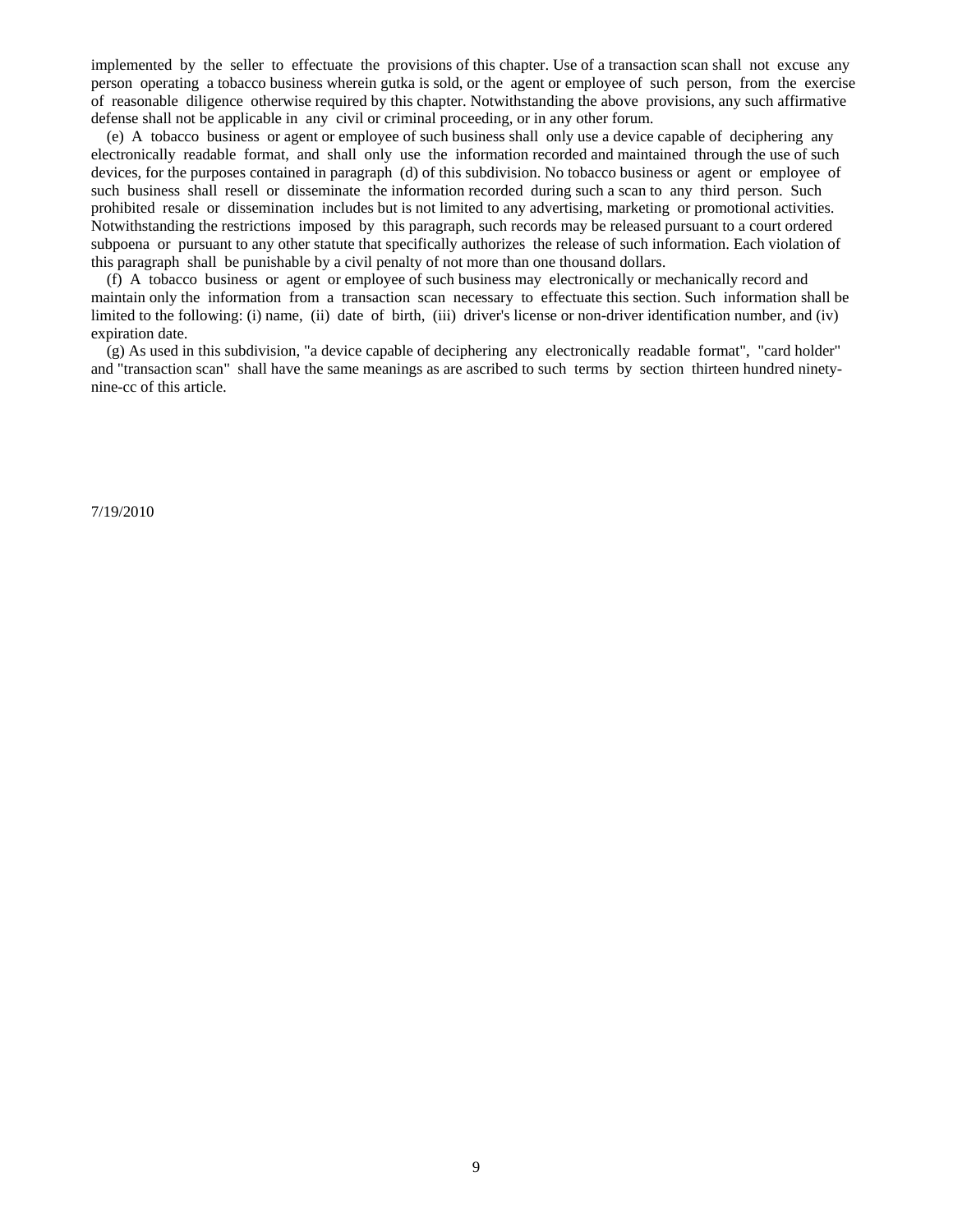implemented by the seller to effectuate the provisions of this chapter. Use of a transaction scan shall not excuse any person operating a tobacco business wherein gutka is sold, or the agent or employee of such person, from the exercise of reasonable diligence otherwise required by this chapter. Notwithstanding the above provisions, any such affirmative defense shall not be applicable in any civil or criminal proceeding, or in any other forum.

(e) A tobacco business or agent or employee of such business shall only use a device capable of deciphering any electronically readable format, and shall only use the information recorded and maintained through the use of such devices, for the purposes contained in paragraph (d) of this subdivision. No tobacco business or agent or employee of such business shall resell or disseminate the information recorded during such a scan to any third person. Such prohibited resale or dissemination includes but is not limited to any advertising, marketing or promotional activities. Notwithstanding the restrictions imposed by this paragraph, such records may be released pursuant to a court ordered subpoena or pursuant to any other statute that specifically authorizes the release of such information. Each violation of this paragraph shall be punishable by a civil penalty of not more than one thousand dollars.

(f) A tobacco business or agent or employee of such business may electronically or mechanically record and maintain only the information from a transaction scan necessary to effectuate this section. Such information shall be limited to the following: (i) name, (ii) date of birth, (iii) driver's license or non-driver identification number, and (iv) expiration date.

(g) As used in this subdivision, "a device capable of deciphering any electronically readable format", "card holder" and "transaction scan" shall have the same meanings as are ascribed to such terms by section thirteen hundred ninety-nine-cc of this article.

7/19/2010